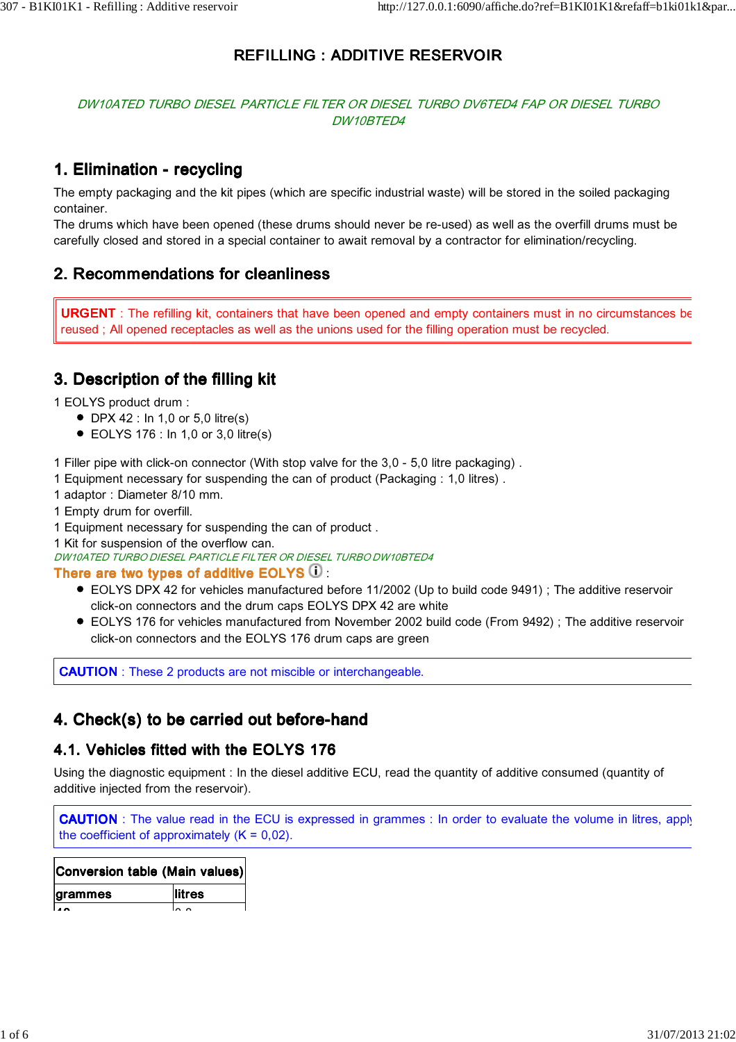# REFILLING : ADDITIVE RESERVOIR

*DW10ATED TURBO DIESEL PARTICLE FILTER OR DIESEL TURBO DV6TED4 FAP OR DIESEL TURBO DW10BTED4*

## 1. Elimination - recycling

The empty packaging and the kit pipes (which are specific industrial waste) will be stored in the soiled packaging container.
The drums which have been opened (these drums should never be re-used) as well as the overfill drums must be carefully closed and stored in a special container to await removal by a contractor for elimination/recycling.

## 2. Recommendations for cleanliness

> **URGENT** : The refilling kit, containers that have been opened and empty containers must in no circumstances be reused ; All opened receptacles as well as the unions used for the filling operation must be recycled.

## 3. Description of the filling kit

1 EOLYS product drum :

- DPX 42 : In 1,0 or 5,0 litre(s)
- EOLYS 176 : In 1,0 or 3,0 litre(s)

1 Filler pipe with click-on connector (With stop valve for the 3,0 - 5,0 litre packaging) .
1 Equipment necessary for suspending the can of product (Packaging : 1,0 litres) .
1 adaptor : Diameter 8/10 mm.
1 Empty drum for overfill.
1 Equipment necessary for suspending the can of product .
1 Kit for suspension of the overflow can.

*DW10ATED TURBO DIESEL PARTICLE FILTER OR DIESEL TURBO DW10BTED4*

**There are two types of additive EOLYS** :

- EOLYS DPX 42 for vehicles manufactured before 11/2002 (Up to build code 9491) ; The additive reservoir click-on connectors and the drum caps EOLYS DPX 42 are white
- EOLYS 176 for vehicles manufactured from November 2002 build code (From 9492) ; The additive reservoir click-on connectors and the EOLYS 176 drum caps are green

> **CAUTION** : These 2 products are not miscible or interchangeable.

## 4. Check(s) to be carried out before-hand

### 4.1. Vehicles fitted with the EOLYS 176

Using the diagnostic equipment : In the diesel additive ECU, read the quantity of additive consumed (quantity of additive injected from the reservoir).

> **CAUTION** : The value read in the ECU is expressed in grammes : In order to evaluate the volume in litres, apply the coefficient of approximately (K = 0,02).

| Conversion table (Main values) | |
|---|---|
| grammes | litres |